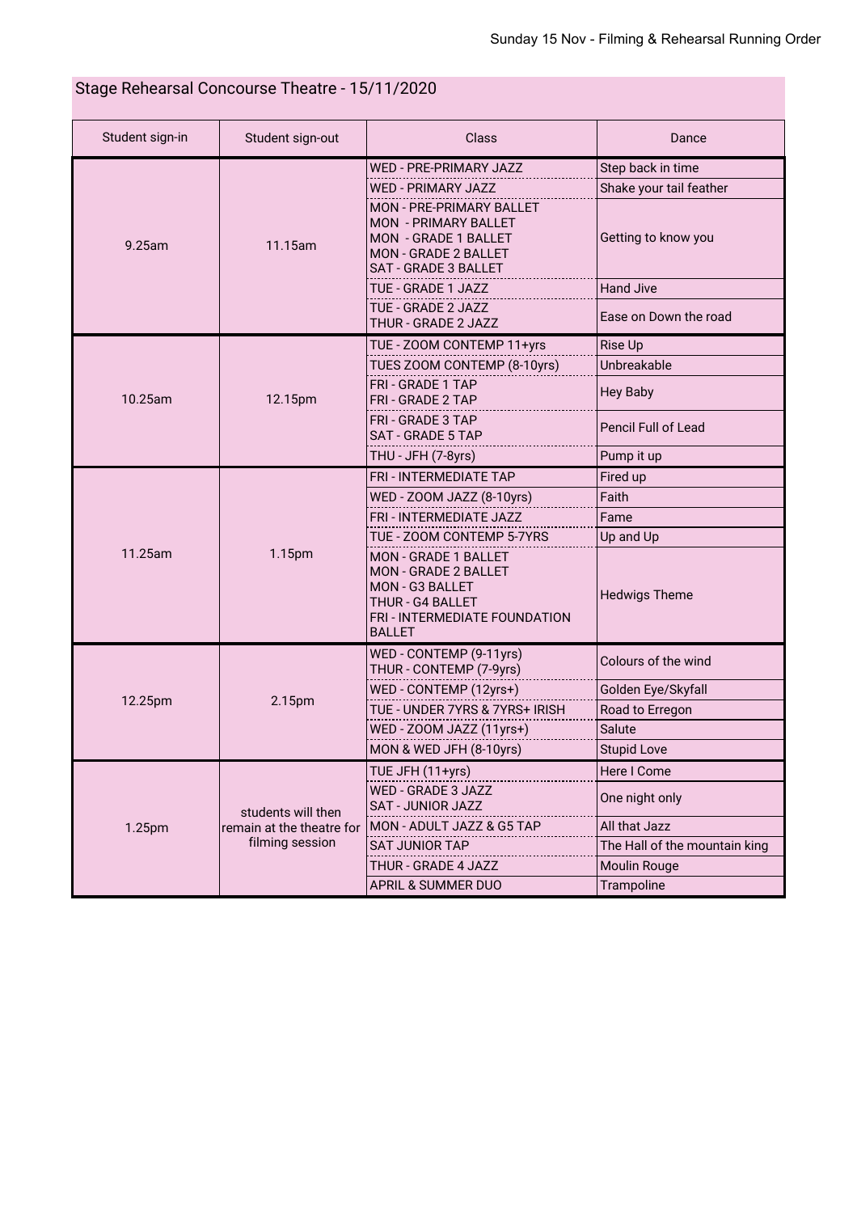Sunday 15 Nov - Filming & Rehearsal Running Order

## Stage Rehearsal Concourse Theatre - 15/11/2020

| Student sign-in | Student sign-out | Class | Dance |
|---|---|---|---|
| 9.25am | 11.15am | WED - PRE-PRIMARY JAZZ | Step back in time |
| | | WED - PRIMARY JAZZ | Shake your tail feather |
| | | MON - PRE-PRIMARY BALLET<br>MON - PRIMARY BALLET<br>MON - GRADE 1 BALLET<br>MON - GRADE 2 BALLET<br>SAT - GRADE 3 BALLET | Getting to know you |
| | | TUE - GRADE 1 JAZZ | Hand Jive |
| | | TUE - GRADE 2 JAZZ<br>THUR - GRADE 2 JAZZ | Ease on Down the road |
| 10.25am | 12.15pm | TUE - ZOOM CONTEMP 11+yrs | Rise Up |
| | | TUES ZOOM CONTEMP (8-10yrs) | Unbreakable |
| | | FRI - GRADE 1 TAP<br>FRI - GRADE 2 TAP | Hey Baby |
| | | FRI - GRADE 3 TAP<br>SAT - GRADE 5 TAP | Pencil Full of Lead |
| | | THU - JFH (7-8yrs) | Pump it up |
| 11.25am | 1.15pm | FRI - INTERMEDIATE TAP | Fired up |
| | | WED - ZOOM JAZZ (8-10yrs) | Faith |
| | | FRI - INTERMEDIATE JAZZ | Fame |
| | | TUE - ZOOM CONTEMP 5-7YRS | Up and Up |
| | | MON - GRADE 1 BALLET<br>MON - GRADE 2 BALLET<br>MON - G3 BALLET<br>THUR - G4 BALLET<br>FRI - INTERMEDIATE FOUNDATION BALLET | Hedwigs Theme |
| 12.25pm | 2.15pm | WED - CONTEMP (9-11yrs)<br>THUR - CONTEMP (7-9yrs) | Colours of the wind |
| | | WED - CONTEMP (12yrs+) | Golden Eye/Skyfall |
| | | TUE - UNDER 7YRS & 7YRS+ IRISH | Road to Erregon |
| | | WED - ZOOM JAZZ (11yrs+) | Salute |
| | | MON & WED JFH (8-10yrs) | Stupid Love |
| 1.25pm | students will then remain at the theatre for filming session | TUE JFH (11+yrs) | Here I Come |
| | | WED - GRADE 3 JAZZ<br>SAT - JUNIOR JAZZ | One night only |
| | | MON - ADULT JAZZ & G5 TAP | All that Jazz |
| | | SAT JUNIOR TAP | The Hall of the mountain king |
| | | THUR - GRADE 4 JAZZ | Moulin Rouge |
| | | APRIL & SUMMER DUO | Trampoline |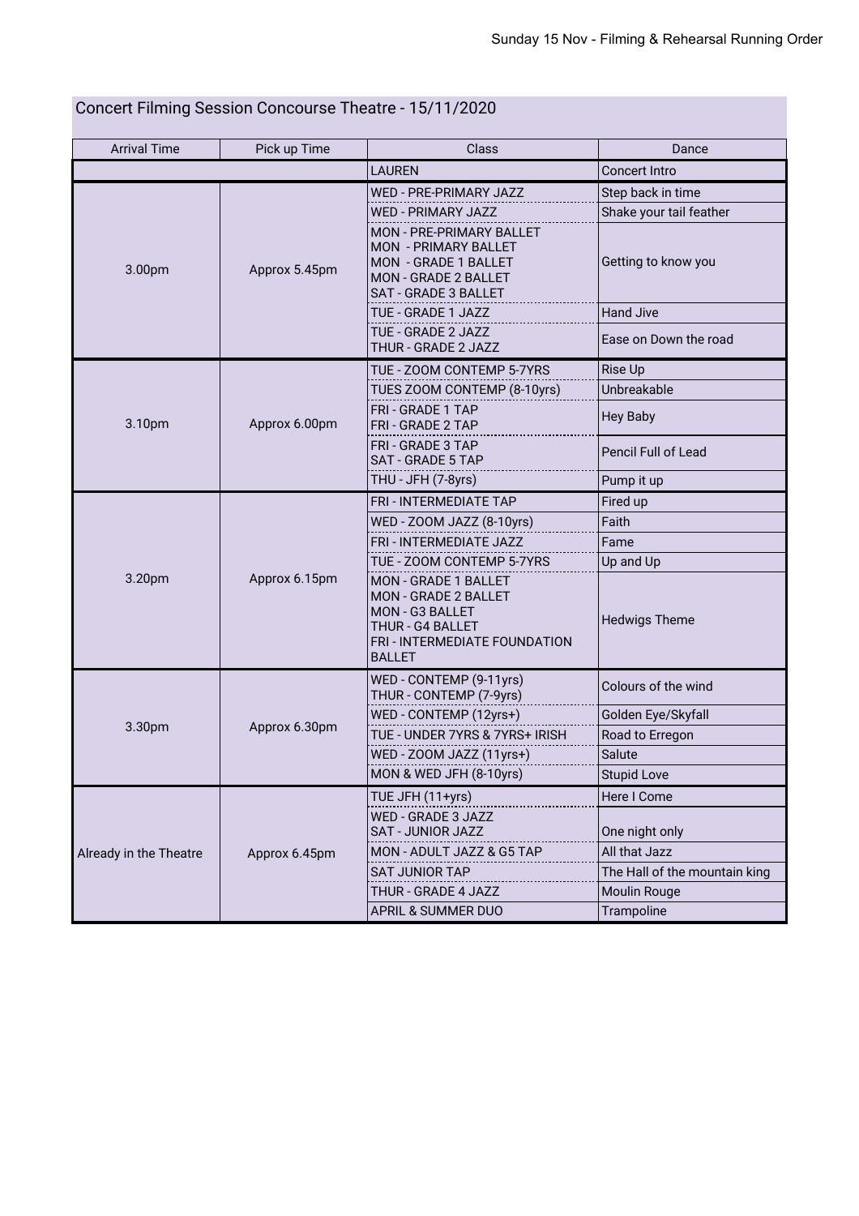## Concert Filming Session Concourse Theatre - 15/11/2020

| Arrival Time | Pick up Time | Class | Dance |
|---|---|---|---|
| | | LAUREN | Concert Intro |
| 3.00pm | Approx 5.45pm | WED - PRE-PRIMARY JAZZ | Step back in time |
| | | WED - PRIMARY JAZZ | Shake your tail feather |
| | | MON - PRE-PRIMARY BALLET<br>MON - PRIMARY BALLET<br>MON - GRADE 1 BALLET<br>MON - GRADE 2 BALLET<br>SAT - GRADE 3 BALLET | Getting to know you |
| | | TUE - GRADE 1 JAZZ | Hand Jive |
| | | TUE - GRADE 2 JAZZ<br>THUR - GRADE 2 JAZZ | Ease on Down the road |
| 3.10pm | Approx 6.00pm | TUE - ZOOM CONTEMP 5-7YRS | Rise Up |
| | | TUES ZOOM CONTEMP (8-10yrs) | Unbreakable |
| | | FRI - GRADE 1 TAP<br>FRI - GRADE 2 TAP | Hey Baby |
| | | FRI - GRADE 3 TAP<br>SAT - GRADE 5 TAP | Pencil Full of Lead |
| | | THU - JFH (7-8yrs) | Pump it up |
| 3.20pm | Approx 6.15pm | FRI - INTERMEDIATE TAP | Fired up |
| | | WED - ZOOM JAZZ (8-10yrs) | Faith |
| | | FRI - INTERMEDIATE JAZZ | Fame |
| | | TUE - ZOOM CONTEMP 5-7YRS | Up and Up |
| | | MON - GRADE 1 BALLET<br>MON - GRADE 2 BALLET<br>MON - G3 BALLET<br>THUR - G4 BALLET<br>FRI - INTERMEDIATE FOUNDATION BALLET | Hedwigs Theme |
| 3.30pm | Approx 6.30pm | WED - CONTEMP (9-11yrs)<br>THUR - CONTEMP (7-9yrs) | Colours of the wind |
| | | WED - CONTEMP (12yrs+) | Golden Eye/Skyfall |
| | | TUE - UNDER 7YRS & 7YRS+ IRISH | Road to Erregon |
| | | WED - ZOOM JAZZ (11yrs+) | Salute |
| | | MON & WED JFH (8-10yrs) | Stupid Love |
| Already in the Theatre | Approx 6.45pm | TUE JFH (11+yrs) | Here I Come |
| | | WED - GRADE 3 JAZZ<br>SAT - JUNIOR JAZZ | One night only |
| | | MON - ADULT JAZZ & G5 TAP | All that Jazz |
| | | SAT JUNIOR TAP | The Hall of the mountain king |
| | | THUR - GRADE 4 JAZZ | Moulin Rouge |
| | | APRIL & SUMMER DUO | Trampoline |